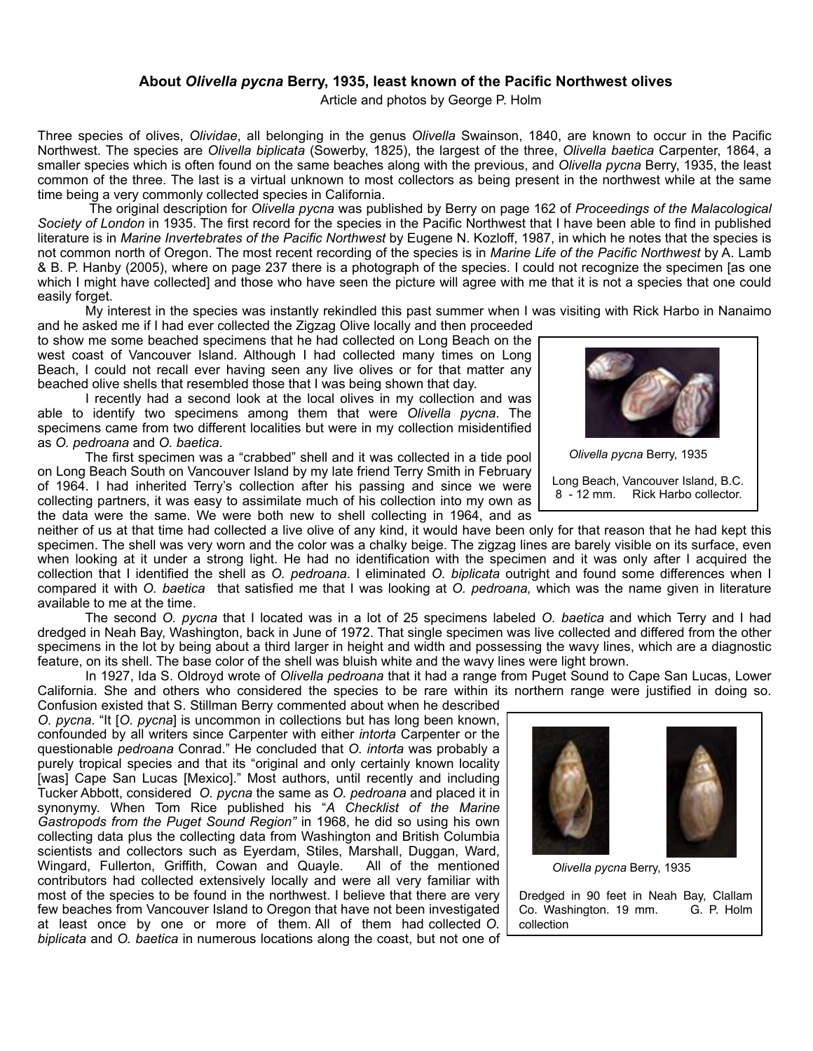# About *Olivella pycna* Berry, 1935, least known of the Pacific Northwest olives

Article and photos by George P. Holm

Three species of olives, *Olividae*, all belonging in the genus *Olivella* Swainson, 1840, are known to occur in the Pacific Northwest. The species are *Olivella biplicata* (Sowerby, 1825), the largest of the three, *Olivella baetica* Carpenter, 1864, a smaller species which is often found on the same beaches along with the previous, and *Olivella pycna* Berry, 1935, the least common of the three. The last is a virtual unknown to most collectors as being present in the northwest while at the same time being a very commonly collected species in California.

The original description for *Olivella pycna* was published by Berry on page 162 of *Proceedings of the Malacological Society of London* in 1935. The first record for the species in the Pacific Northwest that I have been able to find in published literature is in *Marine Invertebrates of the Pacific Northwest* by Eugene N. Kozloff, 1987, in which he notes that the species is not common north of Oregon. The most recent recording of the species is in *Marine Life of the Pacific Northwest* by A. Lamb & B. P. Hanby (2005), where on page 237 there is a photograph of the species. I could not recognize the specimen [as one which I might have collected] and those who have seen the picture will agree with me that it is not a species that one could easily forget.

My interest in the species was instantly rekindled this past summer when I was visiting with Rick Harbo in Nanaimo and he asked me if I had ever collected the Zigzag Olive locally and then proceeded to show me some beached specimens that he had collected on Long Beach on the west coast of Vancouver Island. Although I had collected many times on Long Beach, I could not recall ever having seen any live olives or for that matter any beached olive shells that resembled those that I was being shown that day.

*Olivella pycna* Berry, 1935

Long Beach, Vancouver Island, B.C. 8 - 12 mm. Rick Harbo collector.

I recently had a second look at the local olives in my collection and was able to identify two specimens among them that were *Olivella pycna*. The specimens came from two different localities but were in my collection misidentified as *O. pedroana* and *O. baetica*.

The first specimen was a "crabbed" shell and it was collected in a tide pool on Long Beach South on Vancouver Island by my late friend Terry Smith in February of 1964. I had inherited Terry's collection after his passing and since we were collecting partners, it was easy to assimilate much of his collection into my own as the data were the same. We were both new to shell collecting in 1964, and as neither of us at that time had collected a live olive of any kind, it would have been only for that reason that he had kept this specimen. The shell was very worn and the color was a chalky beige. The zigzag lines are barely visible on its surface, even when looking at it under a strong light. He had no identification with the specimen and it was only after I acquired the collection that I identified the shell as *O. pedroana*. I eliminated *O. biplicata* outright and found some differences when I compared it with *O. baetica* that satisfied me that I was looking at *O. pedroana,* which was the name given in literature available to me at the time.

The second *O. pycna* that I located was in a lot of 25 specimens labeled *O. baetica* and which Terry and I had dredged in Neah Bay, Washington, back in June of 1972. That single specimen was live collected and differed from the other specimens in the lot by being about a third larger in height and width and possessing the wavy lines, which are a diagnostic feature, on its shell. The base color of the shell was bluish white and the wavy lines were light brown.

In 1927, Ida S. Oldroyd wrote of *Olivella pedroana* that it had a range from Puget Sound to Cape San Lucas, Lower California. She and others who considered the species to be rare within its northern range were justified in doing so. Confusion existed that S. Stillman Berry commented about when he described *O. pycna*. "It [*O. pycna*] is uncommon in collections but has long been known, confounded by all writers since Carpenter with either *intorta* Carpenter or the questionable *pedroana* Conrad." He concluded that *O. intorta* was probably a purely tropical species and that its "original and only certainly known locality [was] Cape San Lucas [Mexico]." Most authors, until recently and including Tucker Abbott, considered *O. pycna* the same as *O. pedroana* and placed it in synonymy. When Tom Rice published his "*A Checklist of the Marine Gastropods from the Puget Sound Region"* in 1968, he did so using his own collecting data plus the collecting data from Washington and British Columbia scientists and collectors such as Eyerdam, Stiles, Marshall, Duggan, Ward, Wingard, Fullerton, Griffith, Cowan and Quayle. All of the mentioned contributors had collected extensively locally and were all very familiar with most of the species to be found in the northwest. I believe that there are very few beaches from Vancouver Island to Oregon that have not been investigated at least once by one or more of them. All of them had collected *O. biplicata* and *O. baetica* in numerous locations along the coast, but not one of

*Olivella pycna* Berry, 1935

Dredged in 90 feet in Neah Bay, Clallam Co. Washington. 19 mm. G. P. Holm collection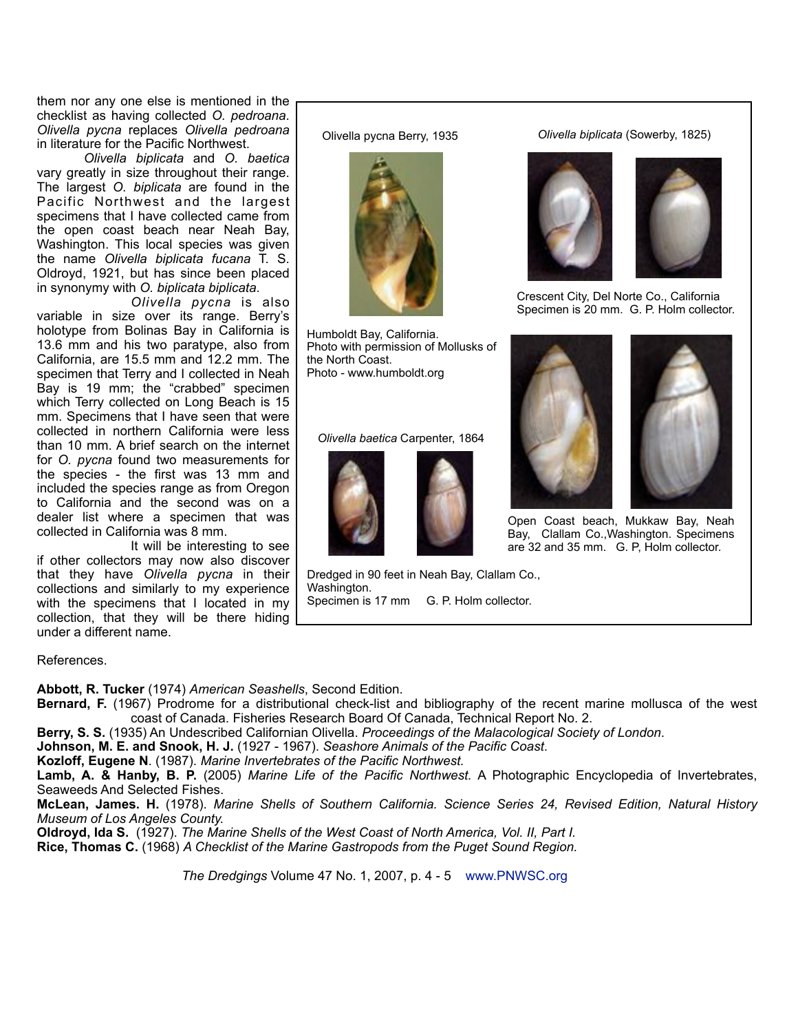them nor any one else is mentioned in the checklist as having collected *O. pedroana*. *Olivella pycna* replaces *Olivella pedroana* in literature for the Pacific Northwest.

*Olivella biplicata* and *O. baetica* vary greatly in size throughout their range. The largest *O. biplicata* are found in the Pacific Northwest and the largest specimens that I have collected came from the open coast beach near Neah Bay, Washington. This local species was given the name *Olivella biplicata fucana* T. S. Oldroyd, 1921, but has since been placed in synonymy with *O. biplicata biplicata*.

*Olivella pycna* is also variable in size over its range. Berry's holotype from Bolinas Bay in California is 13.6 mm and his two paratype, also from California, are 15.5 mm and 12.2 mm. The specimen that Terry and I collected in Neah Bay is 19 mm; the "crabbed" specimen which Terry collected on Long Beach is 15 mm. Specimens that I have seen that were collected in northern California were less than 10 mm. A brief search on the internet for *O. pycna* found two measurements for the species - the first was 13 mm and included the species range as from Oregon to California and the second was on a dealer list where a specimen that was collected in California was 8 mm.

It will be interesting to see if other collectors may now also discover that they have *Olivella pycna* in their collections and similarly to my experience with the specimens that I located in my collection, that they will be there hiding under a different name.

Olivella pycna Berry, 1935

Humboldt Bay, California.
Photo with permission of Mollusks of the North Coast.
Photo - www.humboldt.org

*Olivella baetica* Carpenter, 1864

Dredged in 90 feet in Neah Bay, Clallam Co., Washington.
Specimen is 17 mm G. P. Holm collector.

*Olivella biplicata* (Sowerby, 1825)

Crescent City, Del Norte Co., California
Specimen is 20 mm. G. P. Holm collector.

Open Coast beach, Mukkaw Bay, Neah Bay, Clallam Co.,Washington. Specimens are 32 and 35 mm. G. P, Holm collector.

References.

**Abbott, R. Tucker** (1974) *American Seashells*, Second Edition.

**Bernard, F.** (1967) Prodrome for a distributional check-list and bibliography of the recent marine mollusca of the west coast of Canada. Fisheries Research Board Of Canada, Technical Report No. 2.

**Berry, S. S.** (1935) An Undescribed Californian Olivella. *Proceedings of the Malacological Society of London*.

**Johnson, M. E. and Snook, H. J.** (1927 - 1967). *Seashore Animals of the Pacific Coast*.

**Kozloff, Eugene N**. (1987). *Marine Invertebrates of the Pacific Northwest.*

**Lamb, A. & Hanby, B. P.** (2005) *Marine Life of the Pacific Northwest.* A Photographic Encyclopedia of Invertebrates, Seaweeds And Selected Fishes.

**McLean, James. H.** (1978). *Marine Shells of Southern California. Science Series 24, Revised Edition, Natural History Museum of Los Angeles County.*

**Oldroyd, Ida S.** (1927). *The Marine Shells of the West Coast of North America, Vol. II, Part I.*

**Rice, Thomas C.** (1968) *A Checklist of the Marine Gastropods from the Puget Sound Region.*

*The Dredgings* Volume 47 No. 1, 2007, p. 4 - 5 www.PNWSC.org